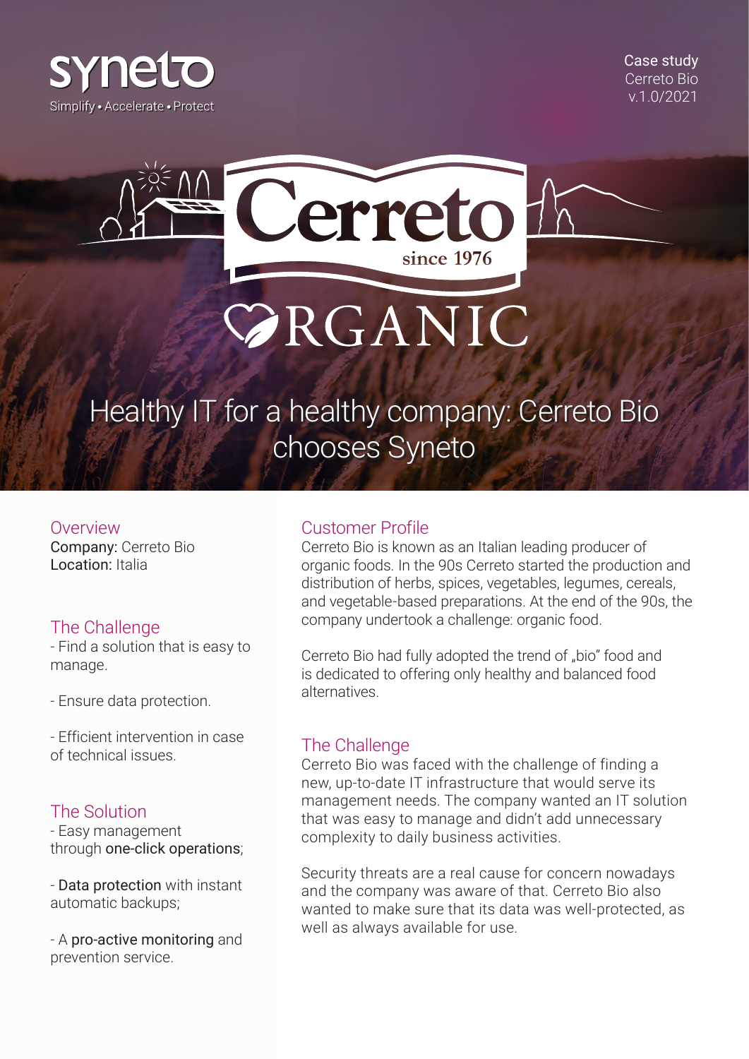syneto

Simplify • Accelerate • Protect

Case study
Cerreto Bio
v.1.0/2021

Cerreto
since 1976
ORGANIC

# Healthy IT for a healthy company: Cerreto Bio chooses Syneto

## Overview

**Company:** Cerreto Bio
**Location:** Italia

## The Challenge

- Find a solution that is easy to manage.

- Ensure data protection.

- Efficient intervention in case of technical issues.

## The Solution

- Easy management through **one-click operations**;

- **Data protection** with instant automatic backups;

- A **pro-active monitoring** and prevention service.

## Customer Profile

Cerreto Bio is known as an Italian leading producer of organic foods. In the 90s Cerreto started the production and distribution of herbs, spices, vegetables, legumes, cereals, and vegetable-based preparations. At the end of the 90s, the company undertook a challenge: organic food.

Cerreto Bio had fully adopted the trend of „bio" food and is dedicated to offering only healthy and balanced food alternatives.

## The Challenge

Cerreto Bio was faced with the challenge of finding a new, up-to-date IT infrastructure that would serve its management needs. The company wanted an IT solution that was easy to manage and didn't add unnecessary complexity to daily business activities.

Security threats are a real cause for concern nowadays and the company was aware of that. Cerreto Bio also wanted to make sure that its data was well-protected, as well as always available for use.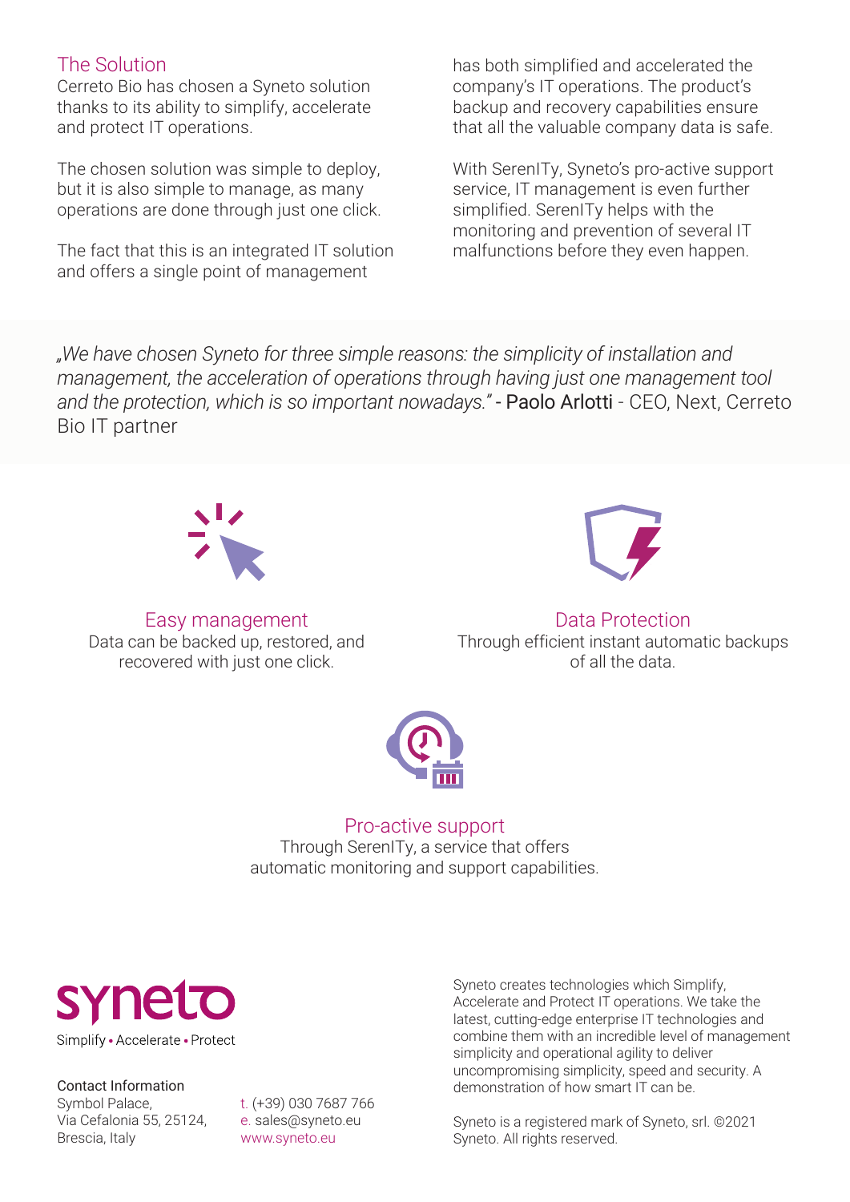## The Solution

Cerreto Bio has chosen a Syneto solution thanks to its ability to simplify, accelerate and protect IT operations.

The chosen solution was simple to deploy, but it is also simple to manage, as many operations are done through just one click.

The fact that this is an integrated IT solution and offers a single point of management has both simplified and accelerated the company's IT operations. The product's backup and recovery capabilities ensure that all the valuable company data is safe.

With SerenITy, Syneto's pro-active support service, IT management is even further simplified. SerenITy helps with the monitoring and prevention of several IT malfunctions before they even happen.

*„We have chosen Syneto for three simple reasons: the simplicity of installation and management, the acceleration of operations through having just one management tool and the protection, which is so important nowadays."* - Paolo Arlotti - CEO, Next, Cerreto Bio IT partner

### Easy management

Data can be backed up, restored, and recovered with just one click.

### Data Protection

Through efficient instant automatic backups of all the data.

### Pro-active support

Through SerenITy, a service that offers automatic monitoring and support capabilities.

syneto

Simplify • Accelerate • Protect

Contact Information

Symbol Palace,
Via Cefalonia 55, 25124,
Brescia, Italy

t. (+39) 030 7687 766
e. sales@syneto.eu
www.syneto.eu

Syneto creates technologies which Simplify, Accelerate and Protect IT operations. We take the latest, cutting-edge enterprise IT technologies and combine them with an incredible level of management simplicity and operational agility to deliver uncompromising simplicity, speed and security. A demonstration of how smart IT can be.

Syneto is a registered mark of Syneto, srl. ©2021 Syneto. All rights reserved.